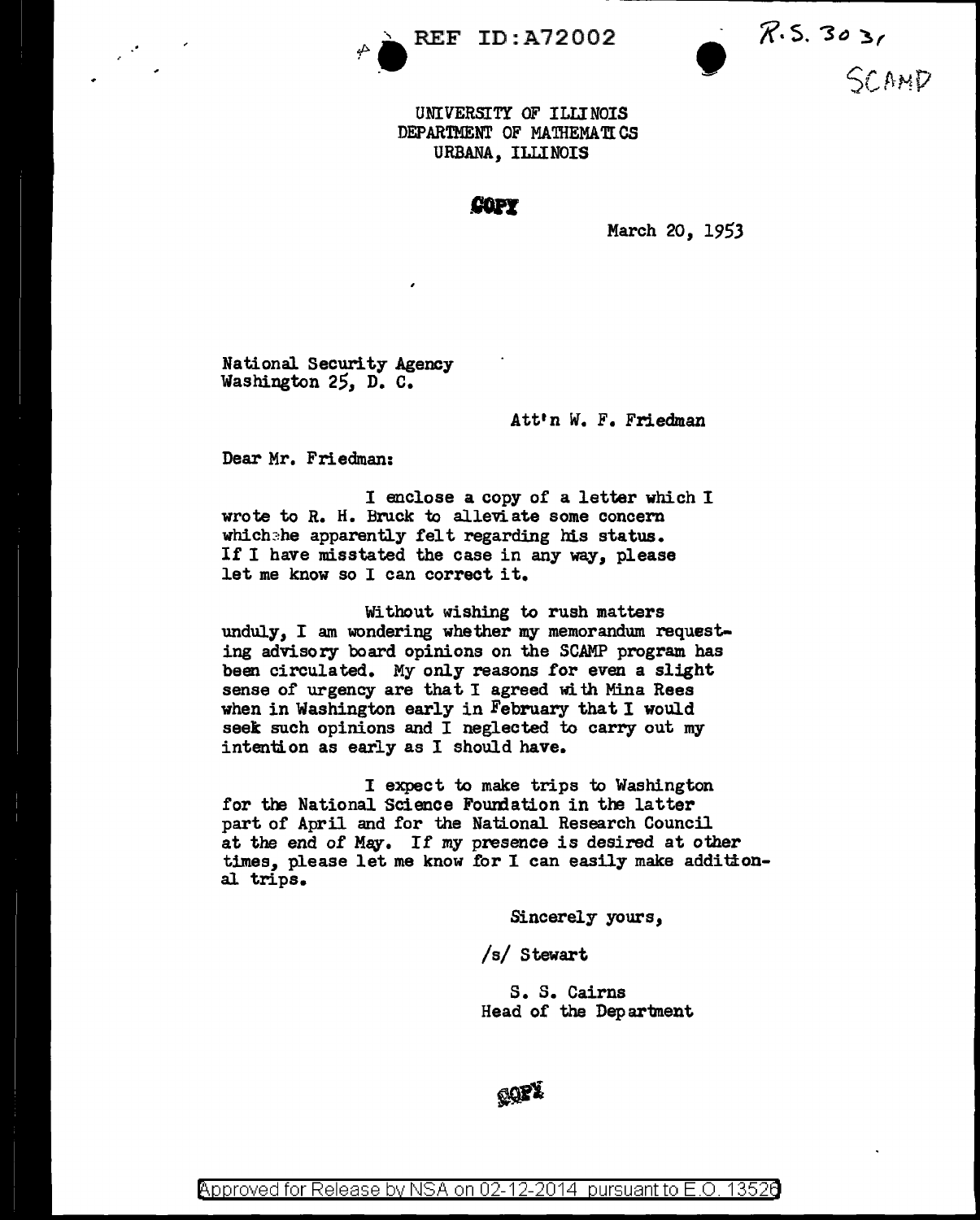REF ID:A72002

R.S. 303,

SCAMP

UNIVERSITY OF ILLINOIS
DEPARTMENT OF MATHEMATICS
URBANA, ILLINOIS

**COPY**

March 20, 1953

National Security Agency
Washington 25, D. C.

Att'n W. F. Friedman

Dear Mr. Friedman:

I enclose a copy of a letter which I wrote to R. H. Bruck to alleviate some concern which he apparently felt regarding his status. If I have misstated the case in any way, please let me know so I can correct it.

Without wishing to rush matters unduly, I am wondering whether my memorandum requesting advisory board opinions on the SCAMP program has been circulated. My only reasons for even a slight sense of urgency are that I agreed with Mina Rees when in Washington early in February that I would seek such opinions and I neglected to carry out my intention as early as I should have.

I expect to make trips to Washington for the National Science Foundation in the latter part of April and for the National Research Council at the end of May. If my presence is desired at other times, please let me know for I can easily make additional trips.

Sincerely yours,

/s/ Stewart

S. S. Cairns
Head of the Department

COPY

Approved for Release by NSA on 02-12-2014 pursuant to E.O. 13526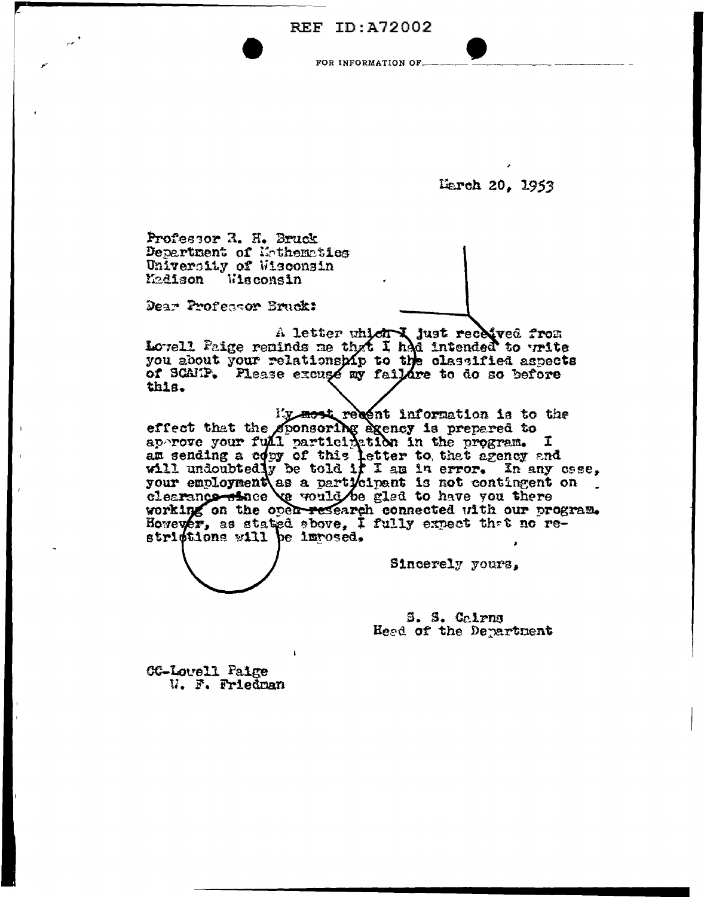REF ID:A72002

FOR INFORMATION OF

March 20, 1953

Professor R. H. Bruck
Department of Mathematics
University of Wisconsin
Madison Wisconsin

Dear Professor Bruck:

A letter which I just received from Lovell Paige reminds me that I had intended to write you about your relationship to the classified aspects of SCAMP. Please excuse my failure to do so before this.

My most recent information is to the effect that the sponsoring agency is prepared to approve your full participation in the program. I am sending a copy of this letter to that agency and will undoubtedly be told if I am in error. In any case, your employment as a participant is not contingent on clearance since we would be glad to have you there working on the open research connected with our program. However, as stated above, I fully expect that no restrictions will be imposed.

Sincerely yours,

S. S. Cairns
Head of the Department

CC-Lovell Paige
W. F. Friedman